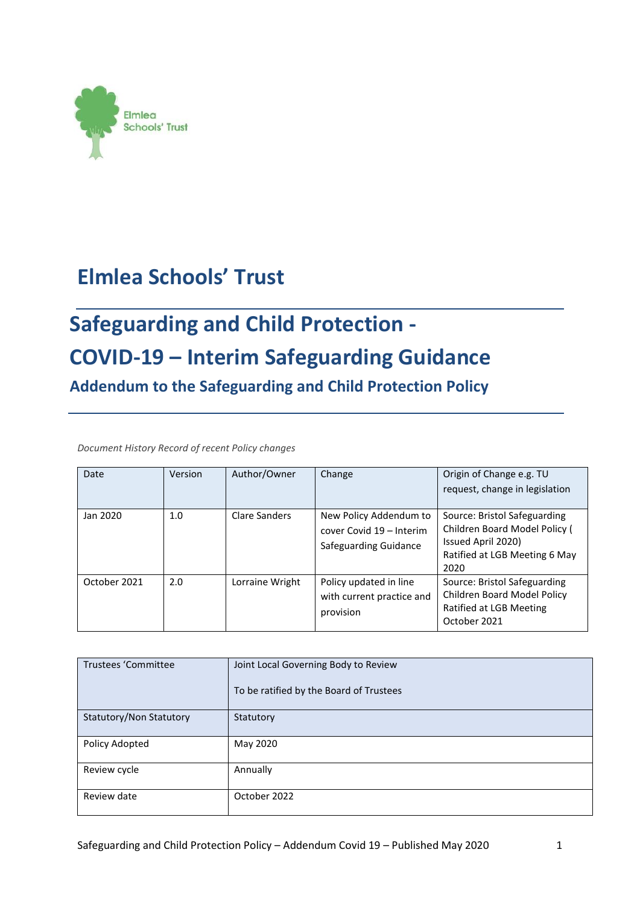# Elmlea Schools' Trust

## Safeguarding and Child Protection - COVID-19 – Interim Safeguarding Guidance

### Addendum to the Safeguarding and Child Protection Policy

*Document History Record of recent Policy changes*

| Date | Version | Author/Owner | Change | Origin of Change e.g. TU request, change in legislation |
|---|---|---|---|---|
| Jan 2020 | 1.0 | Clare Sanders | New Policy Addendum to cover Covid 19 – Interim Safeguarding Guidance | Source: Bristol Safeguarding Children Board Model Policy ( Issued April 2020)<br>Ratified at LGB Meeting 6 May 2020 |
| October 2021 | 2.0 | Lorraine Wright | Policy updated in line with current practice and provision | Source: Bristol Safeguarding Children Board Model Policy<br>Ratified at LGB Meeting October 2021 |

| Trustees 'Committee | Joint Local Governing Body to Review<br><br>To be ratified by the Board of Trustees |
|---|---|
| Statutory/Non Statutory | Statutory |
| Policy Adopted | May 2020 |
| Review cycle | Annually |
| Review date | October 2022 |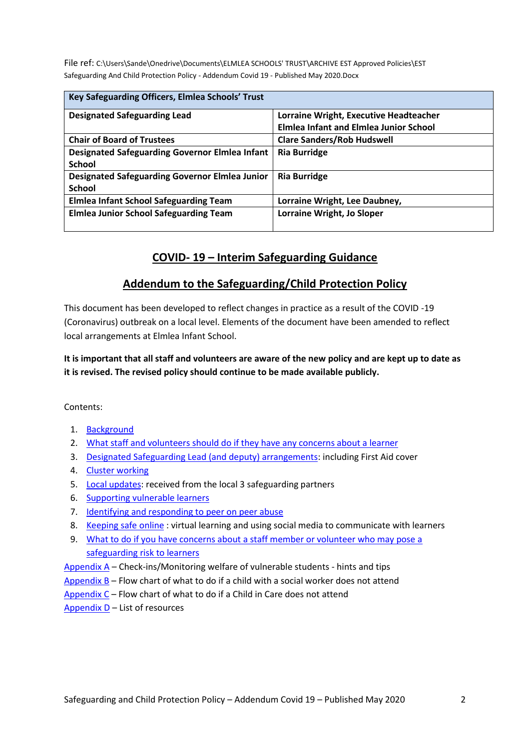File ref: C:\Users\Sande\Onedrive\Documents\ELMLEA SCHOOLS' TRUST\ARCHIVE EST Approved Policies\EST Safeguarding And Child Protection Policy - Addendum Covid 19 - Published May 2020.Docx

| **Key Safeguarding Officers, Elmlea Schools' Trust** | |
|---|---|
| **Designated Safeguarding Lead** | **Lorraine Wright, Executive Headteacher Elmlea Infant and Elmlea Junior School** |
| **Chair of Board of Trustees** | **Clare Sanders/Rob Hudswell** |
| **Designated Safeguarding Governor Elmlea Infant School** | **Ria Burridge** |
| **Designated Safeguarding Governor Elmlea Junior School** | **Ria Burridge** |
| **Elmlea Infant School Safeguarding Team** | **Lorraine Wright, Lee Daubney,** |
| **Elmlea Junior School Safeguarding Team** | **Lorraine Wright, Jo Sloper** |

## COVID- 19 – Interim Safeguarding Guidance

## Addendum to the Safeguarding/Child Protection Policy

This document has been developed to reflect changes in practice as a result of the COVID -19 (Coronavirus) outbreak on a local level. Elements of the document have been amended to reflect local arrangements at Elmlea Infant School.

**It is important that all staff and volunteers are aware of the new policy and are kept up to date as it is revised. The revised policy should continue to be made available publicly.**

Contents:

1. Background
2. What staff and volunteers should do if they have any concerns about a learner
3. Designated Safeguarding Lead (and deputy) arrangements: including First Aid cover
4. Cluster working
5. Local updates: received from the local 3 safeguarding partners
6. Supporting vulnerable learners
7. Identifying and responding to peer on peer abuse
8. Keeping safe online : virtual learning and using social media to communicate with learners
9. What to do if you have concerns about a staff member or volunteer who may pose a safeguarding risk to learners

Appendix A – Check-ins/Monitoring welfare of vulnerable students - hints and tips
Appendix B – Flow chart of what to do if a child with a social worker does not attend
Appendix C – Flow chart of what to do if a Child in Care does not attend
Appendix D – List of resources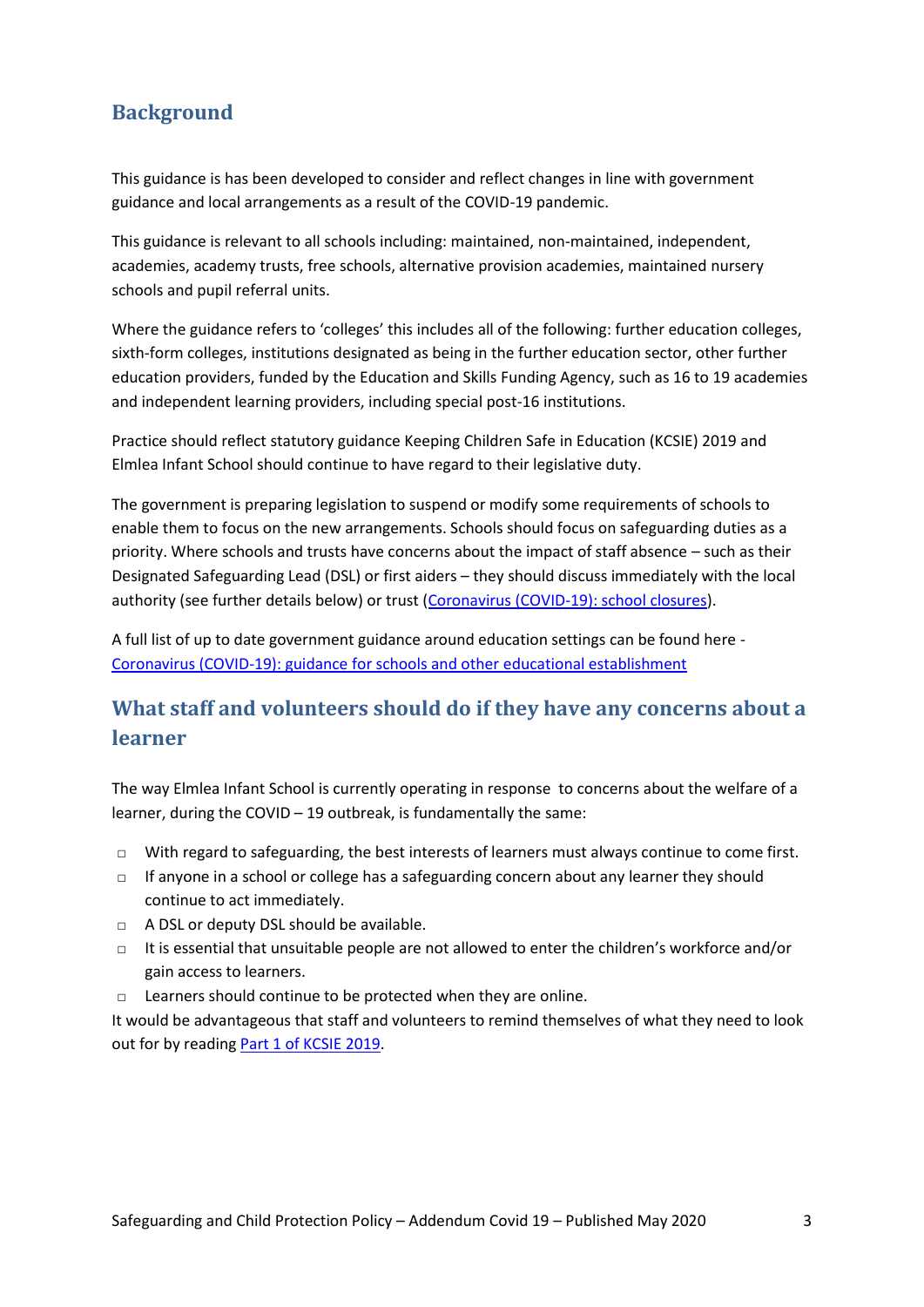## Background

This guidance is has been developed to consider and reflect changes in line with government guidance and local arrangements as a result of the COVID-19 pandemic.

This guidance is relevant to all schools including: maintained, non-maintained, independent, academies, academy trusts, free schools, alternative provision academies, maintained nursery schools and pupil referral units.

Where the guidance refers to 'colleges' this includes all of the following: further education colleges, sixth-form colleges, institutions designated as being in the further education sector, other further education providers, funded by the Education and Skills Funding Agency, such as 16 to 19 academies and independent learning providers, including special post-16 institutions.

Practice should reflect statutory guidance Keeping Children Safe in Education (KCSIE) 2019 and Elmlea Infant School should continue to have regard to their legislative duty.

The government is preparing legislation to suspend or modify some requirements of schools to enable them to focus on the new arrangements. Schools should focus on safeguarding duties as a priority. Where schools and trusts have concerns about the impact of staff absence – such as their Designated Safeguarding Lead (DSL) or first aiders – they should discuss immediately with the local authority (see further details below) or trust (Coronavirus (COVID-19): school closures).

A full list of up to date government guidance around education settings can be found here - Coronavirus (COVID-19): guidance for schools and other educational establishment

## What staff and volunteers should do if they have any concerns about a learner

The way Elmlea Infant School is currently operating in response to concerns about the welfare of a learner, during the COVID – 19 outbreak, is fundamentally the same:

- With regard to safeguarding, the best interests of learners must always continue to come first.
- If anyone in a school or college has a safeguarding concern about any learner they should continue to act immediately.
- A DSL or deputy DSL should be available.
- It is essential that unsuitable people are not allowed to enter the children's workforce and/or gain access to learners.
- Learners should continue to be protected when they are online.

It would be advantageous that staff and volunteers to remind themselves of what they need to look out for by reading Part 1 of KCSIE 2019.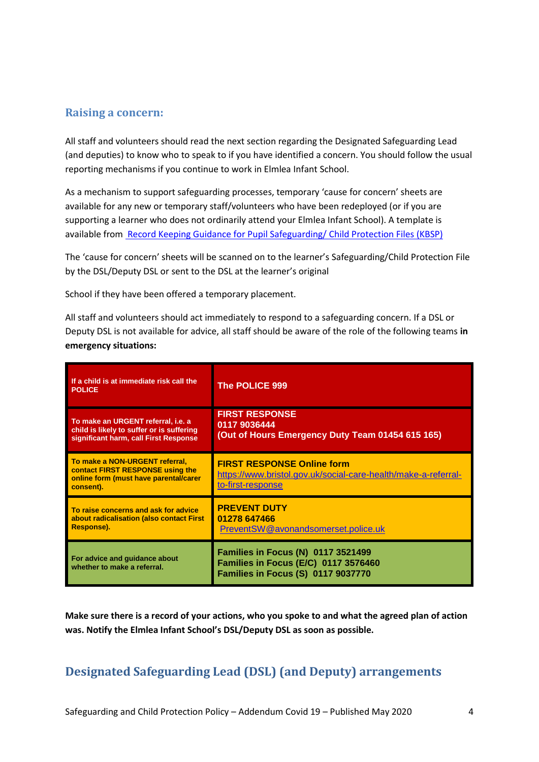## Raising a concern:

All staff and volunteers should read the next section regarding the Designated Safeguarding Lead (and deputies) to know who to speak to if you have identified a concern. You should follow the usual reporting mechanisms if you continue to work in Elmlea Infant School.

As a mechanism to support safeguarding processes, temporary 'cause for concern' sheets are available for any new or temporary staff/volunteers who have been redeployed (or if you are supporting a learner who does not ordinarily attend your Elmlea Infant School). A template is available from [Record Keeping Guidance for Pupil Safeguarding/ Child Protection Files (KBSP)]

The 'cause for concern' sheets will be scanned on to the learner's Safeguarding/Child Protection File by the DSL/Deputy DSL or sent to the DSL at the learner's original

School if they have been offered a temporary placement.

All staff and volunteers should act immediately to respond to a safeguarding concern. If a DSL or Deputy DSL is not available for advice, all staff should be aware of the role of the following teams **in emergency situations:**

| | |
|---|---|
| **If a child is at immediate risk call the POLICE** | **The POLICE 999** |
| **To make an URGENT referral, i.e. a child is likely to suffer or is suffering significant harm, call First Response** | **FIRST RESPONSE**<br>**0117 9036444**<br>**(Out of Hours Emergency Duty Team 01454 615 165)** |
| **To make a NON-URGENT referral, contact FIRST RESPONSE using the online form (must have parental/carer consent).** | **FIRST RESPONSE Online form**<br>https://www.bristol.gov.uk/social-care-health/make-a-referral-to-first-response |
| **To raise concerns and ask for advice about radicalisation (also contact First Response).** | **PREVENT DUTY**<br>**01278 647466**<br>PreventSW@avonandsomerset.police.uk |
| **For advice and guidance about whether to make a referral.** | **Families in Focus (N) 0117 3521499**<br>**Families in Focus (E/C) 0117 3576460**<br>**Families in Focus (S) 0117 9037770** |

**Make sure there is a record of your actions, who you spoke to and what the agreed plan of action was. Notify the Elmlea Infant School's DSL/Deputy DSL as soon as possible.**

## Designated Safeguarding Lead (DSL) (and Deputy) arrangements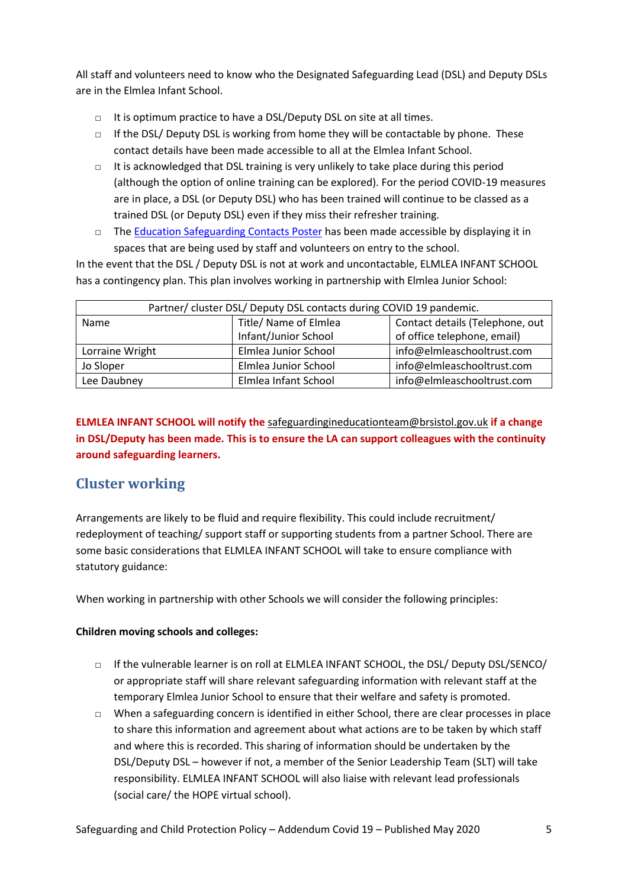All staff and volunteers need to know who the Designated Safeguarding Lead (DSL) and Deputy DSLs are in the Elmlea Infant School.

- It is optimum practice to have a DSL/Deputy DSL on site at all times.
- If the DSL/ Deputy DSL is working from home they will be contactable by phone. These contact details have been made accessible to all at the Elmlea Infant School.
- It is acknowledged that DSL training is very unlikely to take place during this period (although the option of online training can be explored). For the period COVID-19 measures are in place, a DSL (or Deputy DSL) who has been trained will continue to be classed as a trained DSL (or Deputy DSL) even if they miss their refresher training.
- The Education Safeguarding Contacts Poster has been made accessible by displaying it in spaces that are being used by staff and volunteers on entry to the school.

In the event that the DSL / Deputy DSL is not at work and uncontactable, ELMLEA INFANT SCHOOL has a contingency plan. This plan involves working in partnership with Elmlea Junior School:

| Partner/ cluster DSL/ Deputy DSL contacts during COVID 19 pandemic. | | |
|---|---|---|
| Name | Title/ Name of Elmlea Infant/Junior School | Contact details (Telephone, out of office telephone, email) |
| Lorraine Wright | Elmlea Junior School | info@elmleaschooltrust.com |
| Jo Sloper | Elmlea Junior School | info@elmleaschooltrust.com |
| Lee Daubney | Elmlea Infant School | info@elmleaschooltrust.com |

**ELMLEA INFANT SCHOOL will notify the** safeguardingineducationteam@brsistol.gov.uk **if a change in DSL/Deputy has been made. This is to ensure the LA can support colleagues with the continuity around safeguarding learners.**

## Cluster working

Arrangements are likely to be fluid and require flexibility. This could include recruitment/ redeployment of teaching/ support staff or supporting students from a partner School. There are some basic considerations that ELMLEA INFANT SCHOOL will take to ensure compliance with statutory guidance:

When working in partnership with other Schools we will consider the following principles:

**Children moving schools and colleges:**

- If the vulnerable learner is on roll at ELMLEA INFANT SCHOOL, the DSL/ Deputy DSL/SENCO/ or appropriate staff will share relevant safeguarding information with relevant staff at the temporary Elmlea Junior School to ensure that their welfare and safety is promoted.
- When a safeguarding concern is identified in either School, there are clear processes in place to share this information and agreement about what actions are to be taken by which staff and where this is recorded. This sharing of information should be undertaken by the DSL/Deputy DSL – however if not, a member of the Senior Leadership Team (SLT) will take responsibility. ELMLEA INFANT SCHOOL will also liaise with relevant lead professionals (social care/ the HOPE virtual school).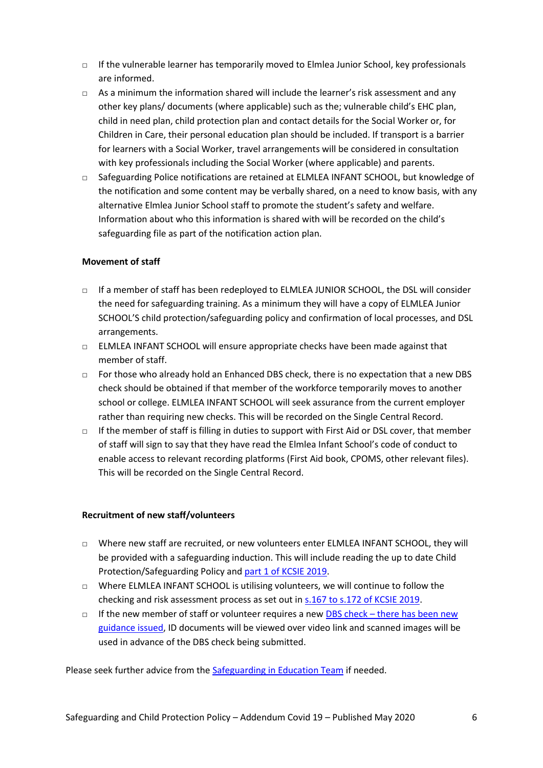- If the vulnerable learner has temporarily moved to Elmlea Junior School, key professionals are informed.
- As a minimum the information shared will include the learner's risk assessment and any other key plans/ documents (where applicable) such as the; vulnerable child's EHC plan, child in need plan, child protection plan and contact details for the Social Worker or, for Children in Care, their personal education plan should be included. If transport is a barrier for learners with a Social Worker, travel arrangements will be considered in consultation with key professionals including the Social Worker (where applicable) and parents.
- Safeguarding Police notifications are retained at ELMLEA INFANT SCHOOL, but knowledge of the notification and some content may be verbally shared, on a need to know basis, with any alternative Elmlea Junior School staff to promote the student's safety and welfare. Information about who this information is shared with will be recorded on the child's safeguarding file as part of the notification action plan.

**Movement of staff**

- If a member of staff has been redeployed to ELMLEA JUNIOR SCHOOL, the DSL will consider the need for safeguarding training. As a minimum they will have a copy of ELMLEA Junior SCHOOL'S child protection/safeguarding policy and confirmation of local processes, and DSL arrangements.
- ELMLEA INFANT SCHOOL will ensure appropriate checks have been made against that member of staff.
- For those who already hold an Enhanced DBS check, there is no expectation that a new DBS check should be obtained if that member of the workforce temporarily moves to another school or college. ELMLEA INFANT SCHOOL will seek assurance from the current employer rather than requiring new checks. This will be recorded on the Single Central Record.
- If the member of staff is filling in duties to support with First Aid or DSL cover, that member of staff will sign to say that they have read the Elmlea Infant School's code of conduct to enable access to relevant recording platforms (First Aid book, CPOMS, other relevant files). This will be recorded on the Single Central Record.

**Recruitment of new staff/volunteers**

- Where new staff are recruited, or new volunteers enter ELMLEA INFANT SCHOOL, they will be provided with a safeguarding induction. This will include reading the up to date Child Protection/Safeguarding Policy and part 1 of KCSIE 2019.
- Where ELMLEA INFANT SCHOOL is utilising volunteers, we will continue to follow the checking and risk assessment process as set out in s.167 to s.172 of KCSIE 2019.
- If the new member of staff or volunteer requires a new DBS check – there has been new guidance issued, ID documents will be viewed over video link and scanned images will be used in advance of the DBS check being submitted.

Please seek further advice from the Safeguarding in Education Team if needed.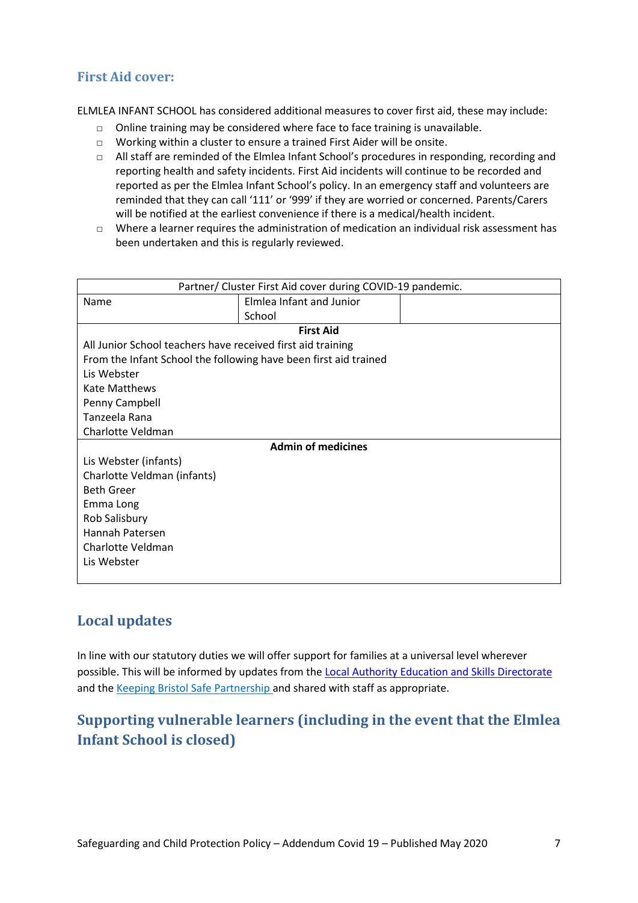### First Aid cover:

ELMLEA INFANT SCHOOL has considered additional measures to cover first aid, these may include:

- Online training may be considered where face to face training is unavailable.
- Working within a cluster to ensure a trained First Aider will be onsite.
- All staff are reminded of the Elmlea Infant School's procedures in responding, recording and reporting health and safety incidents. First Aid incidents will continue to be recorded and reported as per the Elmlea Infant School's policy. In an emergency staff and volunteers are reminded that they can call '111' or '999' if they are worried or concerned. Parents/Carers will be notified at the earliest convenience if there is a medical/health incident.
- Where a learner requires the administration of medication an individual risk assessment has been undertaken and this is regularly reviewed.

| Partner/ Cluster First Aid cover during COVID-19 pandemic. | | |
|---|---|---|
| Name | Elmlea Infant and Junior School | |
| **First Aid**<br>All Junior School teachers have received first aid training<br>From the Infant School the following have been first aid trained<br>Lis Webster<br>Kate Matthews<br>Penny Campbell<br>Tanzeela Rana<br>Charlotte Veldman | | |
| **Admin of medicines**<br>Lis Webster (infants)<br>Charlotte Veldman (infants)<br>Beth Greer<br>Emma Long<br>Rob Salisbury<br>Hannah Patersen<br>Charlotte Veldman<br>Lis Webster | | |

## Local updates

In line with our statutory duties we will offer support for families at a universal level wherever possible. This will be informed by updates from the [Local Authority Education and Skills Directorate]() and the [Keeping Bristol Safe Partnership]() and shared with staff as appropriate.

## Supporting vulnerable learners (including in the event that the Elmlea Infant School is closed)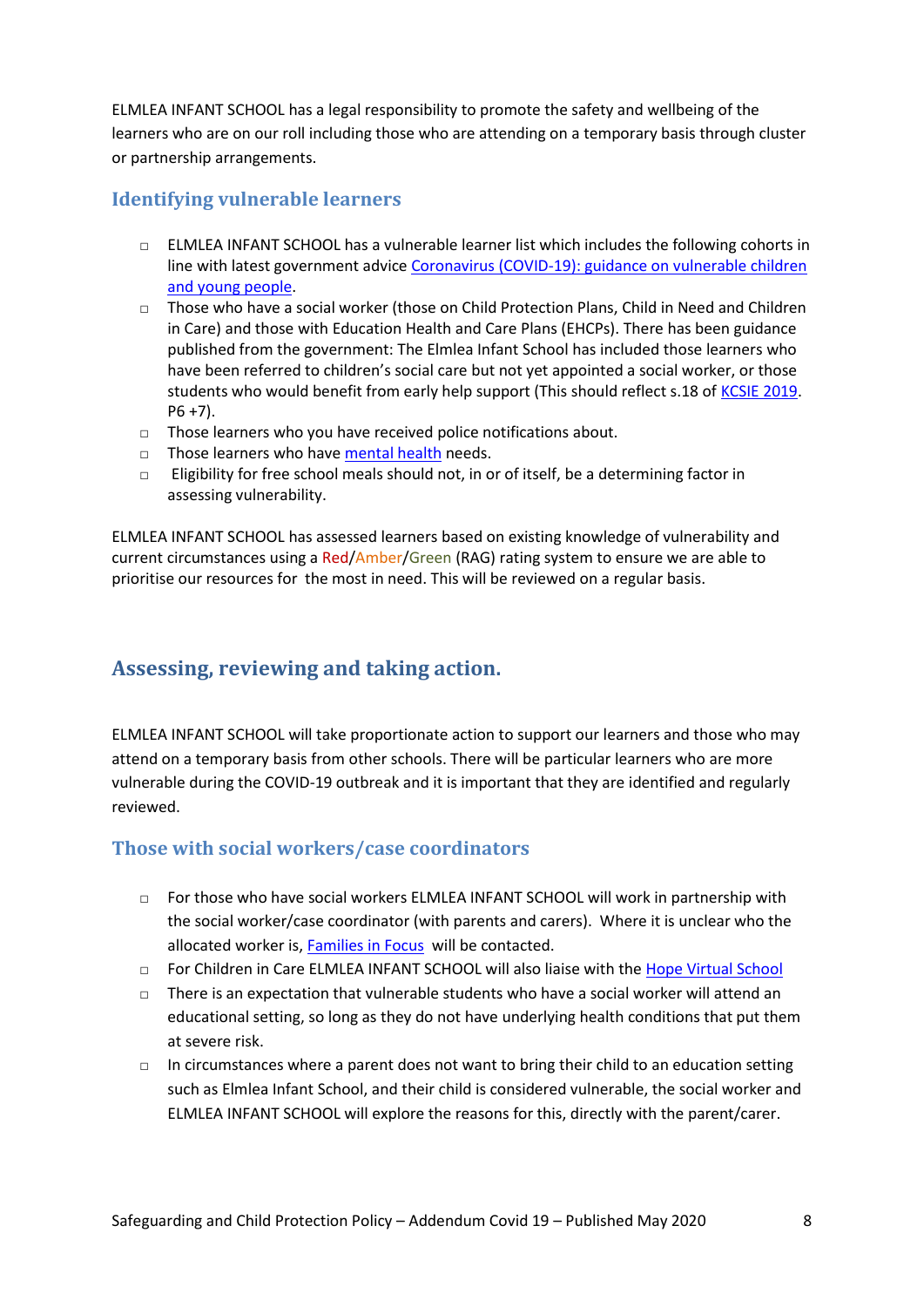ELMLEA INFANT SCHOOL has a legal responsibility to promote the safety and wellbeing of the learners who are on our roll including those who are attending on a temporary basis through cluster or partnership arrangements.

## Identifying vulnerable learners

- ELMLEA INFANT SCHOOL has a vulnerable learner list which includes the following cohorts in line with latest government advice Coronavirus (COVID-19): guidance on vulnerable children and young people.
- Those who have a social worker (those on Child Protection Plans, Child in Need and Children in Care) and those with Education Health and Care Plans (EHCPs). There has been guidance published from the government: The Elmlea Infant School has included those learners who have been referred to children's social care but not yet appointed a social worker, or those students who would benefit from early help support (This should reflect s.18 of KCSIE 2019. P6 +7).
- Those learners who you have received police notifications about.
- Those learners who have mental health needs.
- Eligibility for free school meals should not, in or of itself, be a determining factor in assessing vulnerability.

ELMLEA INFANT SCHOOL has assessed learners based on existing knowledge of vulnerability and current circumstances using a Red/Amber/Green (RAG) rating system to ensure we are able to prioritise our resources for the most in need. This will be reviewed on a regular basis.

## Assessing, reviewing and taking action.

ELMLEA INFANT SCHOOL will take proportionate action to support our learners and those who may attend on a temporary basis from other schools. There will be particular learners who are more vulnerable during the COVID-19 outbreak and it is important that they are identified and regularly reviewed.

## Those with social workers/case coordinators

- For those who have social workers ELMLEA INFANT SCHOOL will work in partnership with the social worker/case coordinator (with parents and carers). Where it is unclear who the allocated worker is, Families in Focus will be contacted.
- For Children in Care ELMLEA INFANT SCHOOL will also liaise with the Hope Virtual School
- There is an expectation that vulnerable students who have a social worker will attend an educational setting, so long as they do not have underlying health conditions that put them at severe risk.
- In circumstances where a parent does not want to bring their child to an education setting such as Elmlea Infant School, and their child is considered vulnerable, the social worker and ELMLEA INFANT SCHOOL will explore the reasons for this, directly with the parent/carer.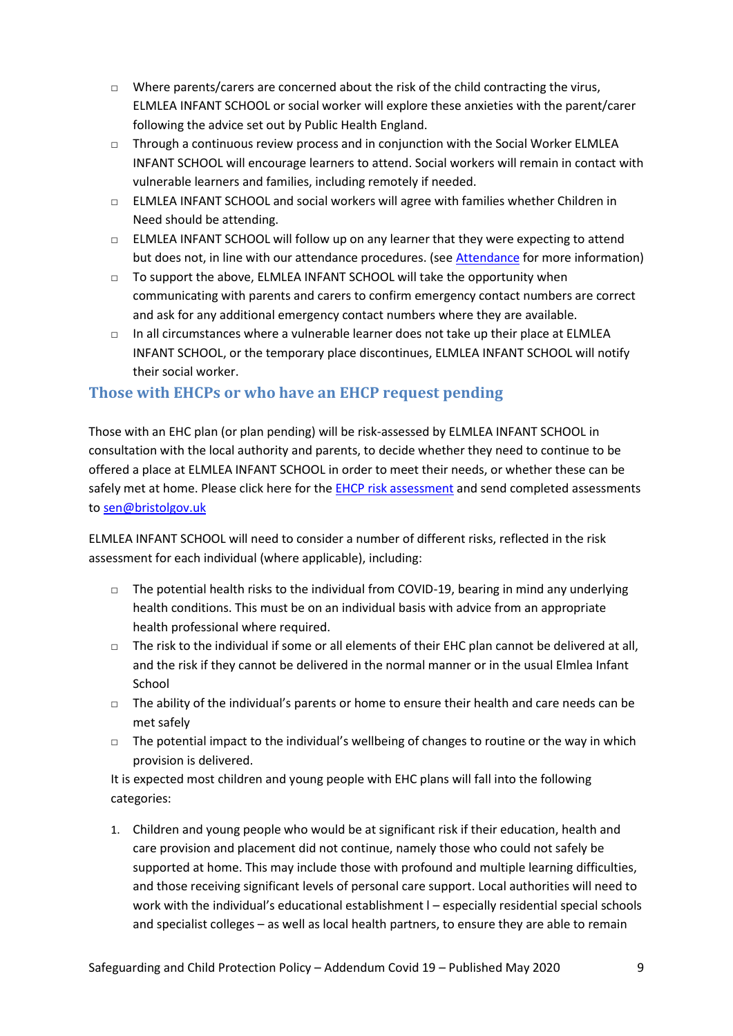- Where parents/carers are concerned about the risk of the child contracting the virus, ELMLEA INFANT SCHOOL or social worker will explore these anxieties with the parent/carer following the advice set out by Public Health England.
- Through a continuous review process and in conjunction with the Social Worker ELMLEA INFANT SCHOOL will encourage learners to attend. Social workers will remain in contact with vulnerable learners and families, including remotely if needed.
- ELMLEA INFANT SCHOOL and social workers will agree with families whether Children in Need should be attending.
- ELMLEA INFANT SCHOOL will follow up on any learner that they were expecting to attend but does not, in line with our attendance procedures. (see [Attendance] for more information)
- To support the above, ELMLEA INFANT SCHOOL will take the opportunity when communicating with parents and carers to confirm emergency contact numbers are correct and ask for any additional emergency contact numbers where they are available.
- In all circumstances where a vulnerable learner does not take up their place at ELMLEA INFANT SCHOOL, or the temporary place discontinues, ELMLEA INFANT SCHOOL will notify their social worker.

## Those with EHCPs or who have an EHCP request pending

Those with an EHC plan (or plan pending) will be risk-assessed by ELMLEA INFANT SCHOOL in consultation with the local authority and parents, to decide whether they need to continue to be offered a place at ELMLEA INFANT SCHOOL in order to meet their needs, or whether these can be safely met at home. Please click here for the [EHCP risk assessment] and send completed assessments to sen@bristolgov.uk

ELMLEA INFANT SCHOOL will need to consider a number of different risks, reflected in the risk assessment for each individual (where applicable), including:

- The potential health risks to the individual from COVID-19, bearing in mind any underlying health conditions. This must be on an individual basis with advice from an appropriate health professional where required.
- The risk to the individual if some or all elements of their EHC plan cannot be delivered at all, and the risk if they cannot be delivered in the normal manner or in the usual Elmlea Infant School
- The ability of the individual's parents or home to ensure their health and care needs can be met safely
- The potential impact to the individual's wellbeing of changes to routine or the way in which provision is delivered.

It is expected most children and young people with EHC plans will fall into the following categories:

1. Children and young people who would be at significant risk if their education, health and care provision and placement did not continue, namely those who could not safely be supported at home. This may include those with profound and multiple learning difficulties, and those receiving significant levels of personal care support. Local authorities will need to work with the individual's educational establishment l – especially residential special schools and specialist colleges – as well as local health partners, to ensure they are able to remain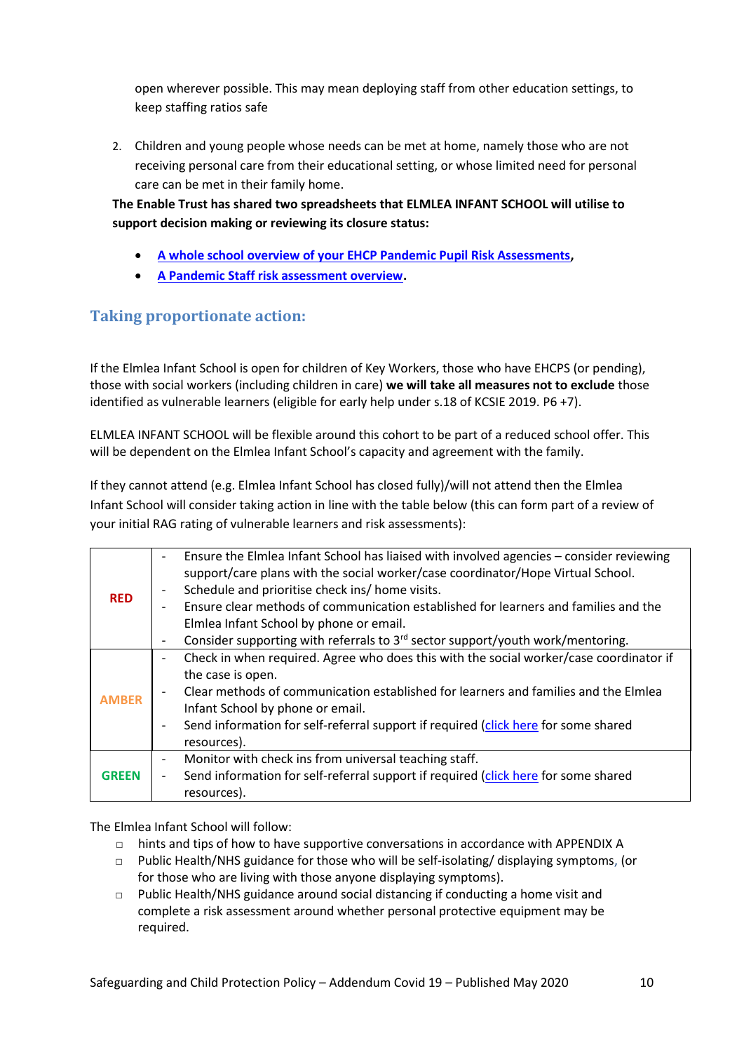open wherever possible. This may mean deploying staff from other education settings, to keep staffing ratios safe

2. Children and young people whose needs can be met at home, namely those who are not receiving personal care from their educational setting, or whose limited need for personal care can be met in their family home.

**The Enable Trust has shared two spreadsheets that ELMLEA INFANT SCHOOL will utilise to support decision making or reviewing its closure status:**

- **A whole school overview of your EHCP Pandemic Pupil Risk Assessments,**
- **A Pandemic Staff risk assessment overview.**

## Taking proportionate action:

If the Elmlea Infant School is open for children of Key Workers, those who have EHCPS (or pending), those with social workers (including children in care) **we will take all measures not to exclude** those identified as vulnerable learners (eligible for early help under s.18 of KCSIE 2019. P6 +7).

ELMLEA INFANT SCHOOL will be flexible around this cohort to be part of a reduced school offer. This will be dependent on the Elmlea Infant School's capacity and agreement with the family.

If they cannot attend (e.g. Elmlea Infant School has closed fully)/will not attend then the Elmlea Infant School will consider taking action in line with the table below (this can form part of a review of your initial RAG rating of vulnerable learners and risk assessments):

| | |
|---|---|
| **RED** | - Ensure the Elmlea Infant School has liaised with involved agencies – consider reviewing support/care plans with the social worker/case coordinator/Hope Virtual School.<br>- Schedule and prioritise check ins/ home visits.<br>- Ensure clear methods of communication established for learners and families and the Elmlea Infant School by phone or email.<br>- Consider supporting with referrals to 3rd sector support/youth work/mentoring. |
| **AMBER** | - Check in when required. Agree who does this with the social worker/case coordinator if the case is open.<br>- Clear methods of communication established for learners and families and the Elmlea Infant School by phone or email.<br>- Send information for self-referral support if required (click here for some shared resources). |
| **GREEN** | - Monitor with check ins from universal teaching staff.<br>- Send information for self-referral support if required (click here for some shared resources). |

The Elmlea Infant School will follow:

- hints and tips of how to have supportive conversations in accordance with APPENDIX A
- Public Health/NHS guidance for those who will be self-isolating/ displaying symptoms, (or for those who are living with those anyone displaying symptoms).
- Public Health/NHS guidance around social distancing if conducting a home visit and complete a risk assessment around whether personal protective equipment may be required.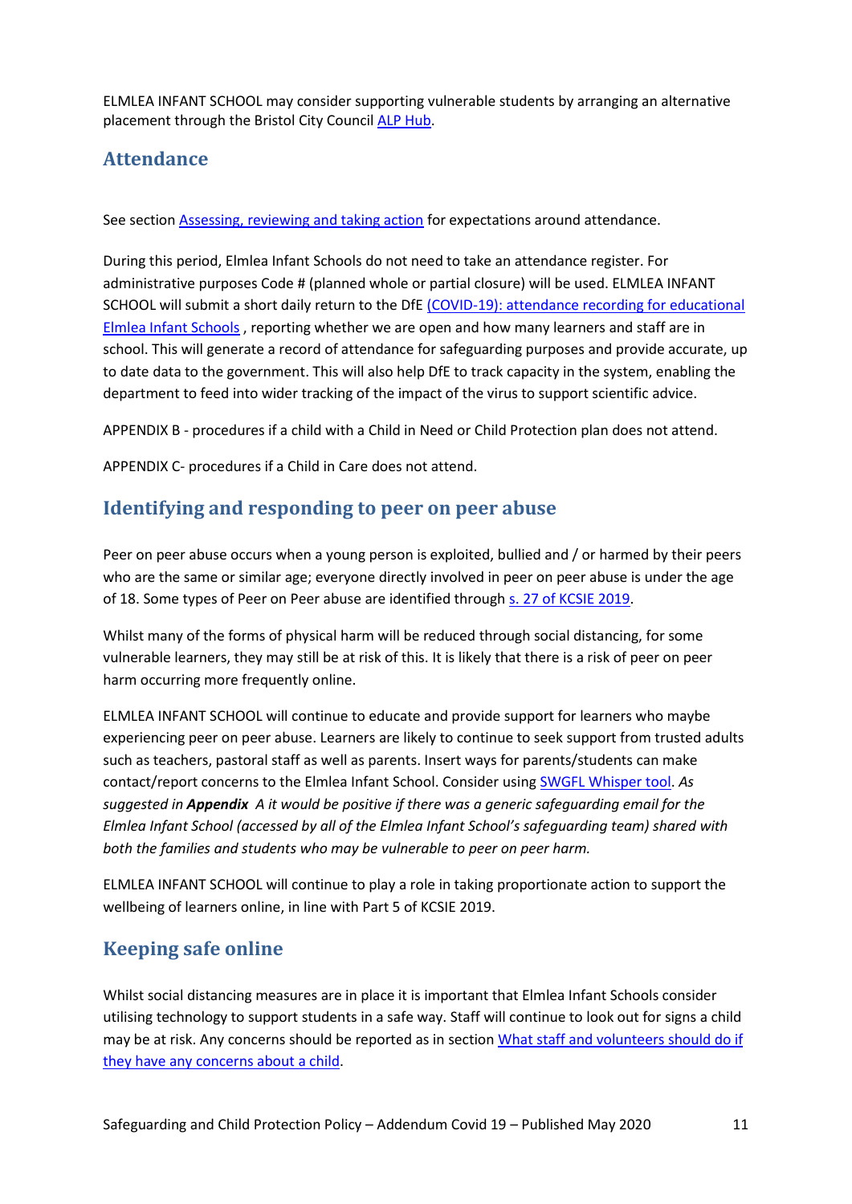ELMLEA INFANT SCHOOL may consider supporting vulnerable students by arranging an alternative placement through the Bristol City Council [ALP Hub](#).

## Attendance

See section [Assessing, reviewing and taking action](#) for expectations around attendance.

During this period, Elmlea Infant Schools do not need to take an attendance register. For administrative purposes Code # (planned whole or partial closure) will be used. ELMLEA INFANT SCHOOL will submit a short daily return to the DfE [(COVID-19): attendance recording for educational Elmlea Infant Schools](#) , reporting whether we are open and how many learners and staff are in school. This will generate a record of attendance for safeguarding purposes and provide accurate, up to date data to the government. This will also help DfE to track capacity in the system, enabling the department to feed into wider tracking of the impact of the virus to support scientific advice.

APPENDIX B - procedures if a child with a Child in Need or Child Protection plan does not attend.

APPENDIX C- procedures if a Child in Care does not attend.

## Identifying and responding to peer on peer abuse

Peer on peer abuse occurs when a young person is exploited, bullied and / or harmed by their peers who are the same or similar age; everyone directly involved in peer on peer abuse is under the age of 18. Some types of Peer on Peer abuse are identified through [s. 27 of KCSIE 2019](#).

Whilst many of the forms of physical harm will be reduced through social distancing, for some vulnerable learners, they may still be at risk of this. It is likely that there is a risk of peer on peer harm occurring more frequently online.

ELMLEA INFANT SCHOOL will continue to educate and provide support for learners who maybe experiencing peer on peer abuse. Learners are likely to continue to seek support from trusted adults such as teachers, pastoral staff as well as parents. Insert ways for parents/students can make contact/report concerns to the Elmlea Infant School. Consider using [SWGFL Whisper tool](#). *As suggested in **Appendix** A it would be positive if there was a generic safeguarding email for the Elmlea Infant School (accessed by all of the Elmlea Infant School's safeguarding team) shared with both the families and students who may be vulnerable to peer on peer harm.*

ELMLEA INFANT SCHOOL will continue to play a role in taking proportionate action to support the wellbeing of learners online, in line with Part 5 of KCSIE 2019.

## Keeping safe online

Whilst social distancing measures are in place it is important that Elmlea Infant Schools consider utilising technology to support students in a safe way. Staff will continue to look out for signs a child may be at risk. Any concerns should be reported as in section [What staff and volunteers should do if they have any concerns about a child](#).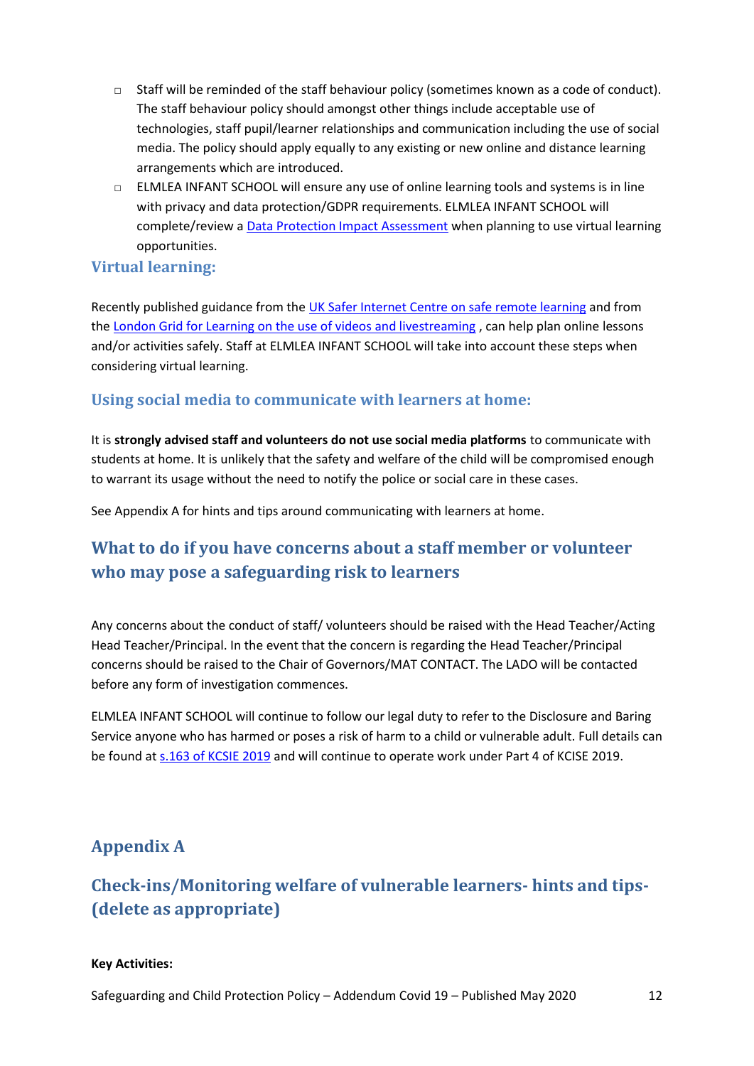- Staff will be reminded of the staff behaviour policy (sometimes known as a code of conduct). The staff behaviour policy should amongst other things include acceptable use of technologies, staff pupil/learner relationships and communication including the use of social media. The policy should apply equally to any existing or new online and distance learning arrangements which are introduced.
- ELMLEA INFANT SCHOOL will ensure any use of online learning tools and systems is in line with privacy and data protection/GDPR requirements. ELMLEA INFANT SCHOOL will complete/review a Data Protection Impact Assessment when planning to use virtual learning opportunities.

### Virtual learning:

Recently published guidance from the UK Safer Internet Centre on safe remote learning and from the London Grid for Learning on the use of videos and livestreaming , can help plan online lessons and/or activities safely. Staff at ELMLEA INFANT SCHOOL will take into account these steps when considering virtual learning.

### Using social media to communicate with learners at home:

It is **strongly advised staff and volunteers do not use social media platforms** to communicate with students at home. It is unlikely that the safety and welfare of the child will be compromised enough to warrant its usage without the need to notify the police or social care in these cases.

See Appendix A for hints and tips around communicating with learners at home.

## What to do if you have concerns about a staff member or volunteer who may pose a safeguarding risk to learners

Any concerns about the conduct of staff/ volunteers should be raised with the Head Teacher/Acting Head Teacher/Principal. In the event that the concern is regarding the Head Teacher/Principal concerns should be raised to the Chair of Governors/MAT CONTACT. The LADO will be contacted before any form of investigation commences.

ELMLEA INFANT SCHOOL will continue to follow our legal duty to refer to the Disclosure and Baring Service anyone who has harmed or poses a risk of harm to a child or vulnerable adult. Full details can be found at s.163 of KCSIE 2019 and will continue to operate work under Part 4 of KCISE 2019.

## Appendix A

## Check-ins/Monitoring welfare of vulnerable learners- hints and tips- (delete as appropriate)

**Key Activities:**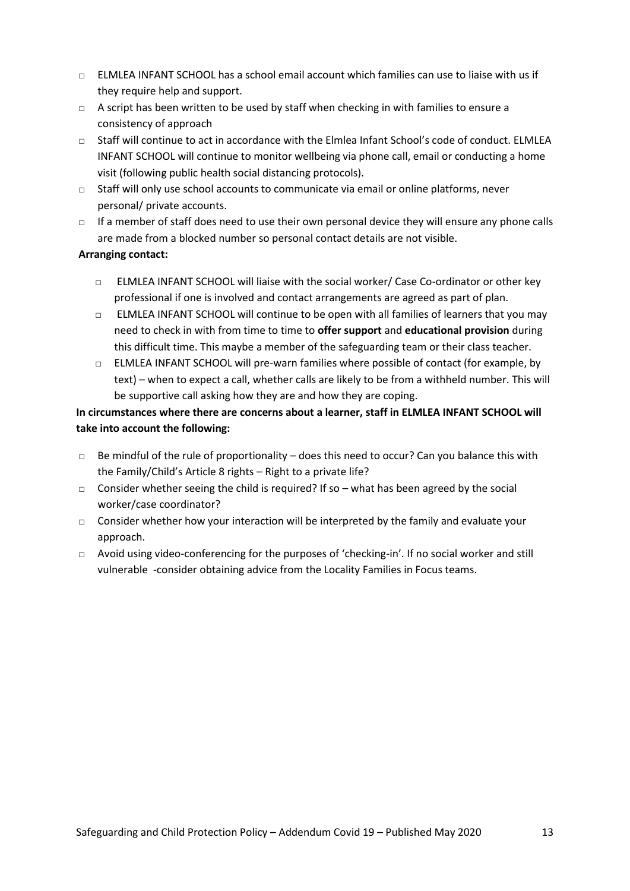- ELMLEA INFANT SCHOOL has a school email account which families can use to liaise with us if they require help and support.
- A script has been written to be used by staff when checking in with families to ensure a consistency of approach
- Staff will continue to act in accordance with the Elmlea Infant School's code of conduct. ELMLEA INFANT SCHOOL will continue to monitor wellbeing via phone call, email or conducting a home visit (following public health social distancing protocols).
- Staff will only use school accounts to communicate via email or online platforms, never personal/ private accounts.
- If a member of staff does need to use their own personal device they will ensure any phone calls are made from a blocked number so personal contact details are not visible.

**Arranging contact:**

- ELMLEA INFANT SCHOOL will liaise with the social worker/ Case Co-ordinator or other key professional if one is involved and contact arrangements are agreed as part of plan.
- ELMLEA INFANT SCHOOL will continue to be open with all families of learners that you may need to check in with from time to time to **offer support** and **educational provision** during this difficult time. This maybe a member of the safeguarding team or their class teacher.
- ELMLEA INFANT SCHOOL will pre-warn families where possible of contact (for example, by text) – when to expect a call, whether calls are likely to be from a withheld number. This will be supportive call asking how they are and how they are coping.

**In circumstances where there are concerns about a learner, staff in ELMLEA INFANT SCHOOL will take into account the following:**

- Be mindful of the rule of proportionality – does this need to occur? Can you balance this with the Family/Child's Article 8 rights – Right to a private life?
- Consider whether seeing the child is required? If so – what has been agreed by the social worker/case coordinator?
- Consider whether how your interaction will be interpreted by the family and evaluate your approach.
- Avoid using video-conferencing for the purposes of 'checking-in'. If no social worker and still vulnerable -consider obtaining advice from the Locality Families in Focus teams.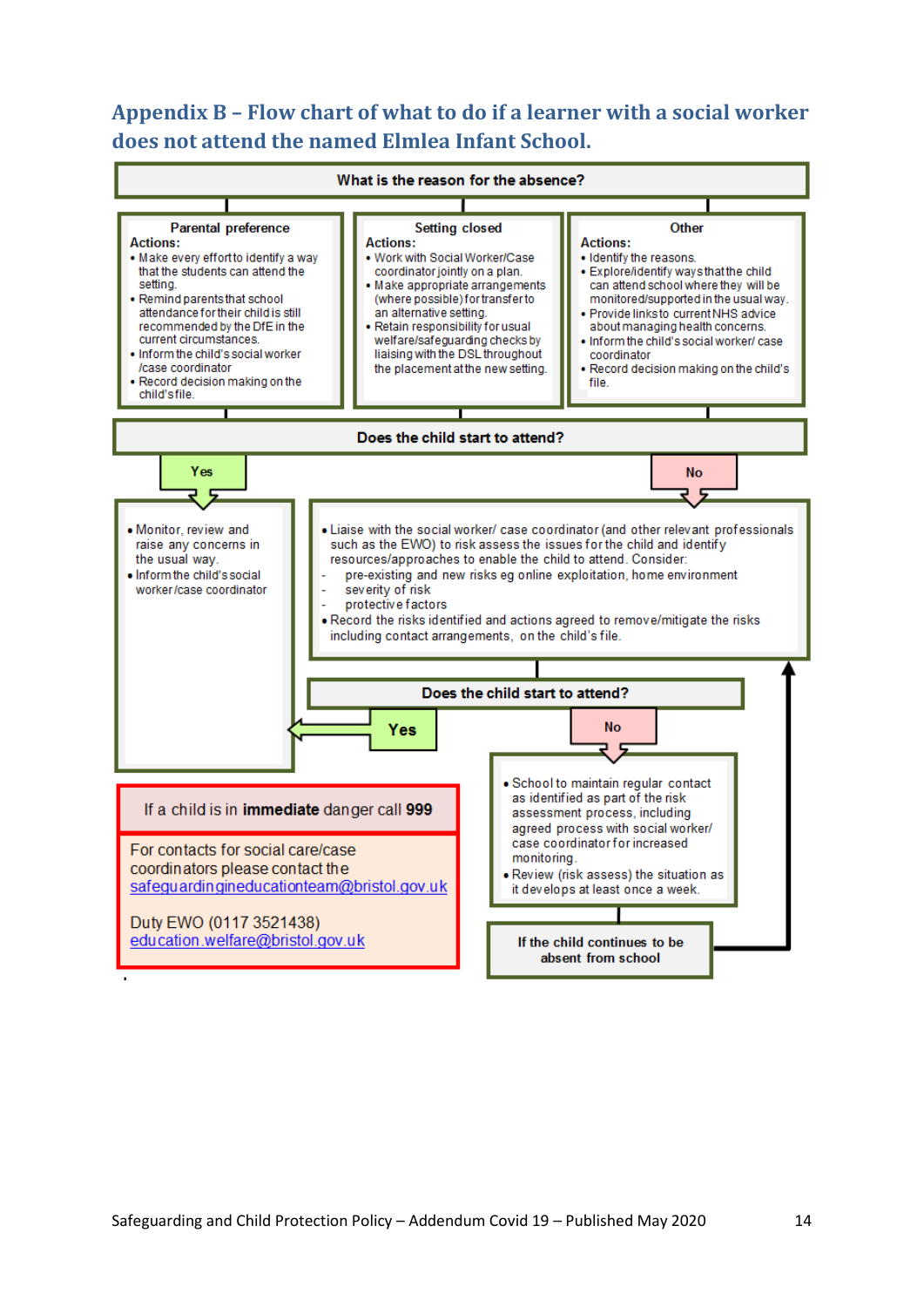## Appendix B – Flow chart of what to do if a learner with a social worker does not attend the named Elmlea Infant School.

**What is the reason for the absence?**

**Parental preference**

Actions:

- Make every effort to identify a way that the students can attend the setting.
- Remind parents that school attendance for their child is still recommended by the DfE in the current circumstances.
- Inform the child's social worker /case coordinator
- Record decision making on the child's file.

**Setting closed**

Actions:

- Work with Social Worker/Case coordinator jointly on a plan.
- Make appropriate arrangements (where possible) for transfer to an alternative setting.
- Retain responsibility for usual welfare/safeguarding checks by liaising with the DSL throughout the placement at the new setting.

**Other**

Actions:

- Identify the reasons.
- Explore/identify ways that the child can attend school where they will be monitored/supported in the usual way.
- Provide links to current NHS advice about managing health concerns.
- Inform the child's social worker/ case coordinator
- Record decision making on the child's file.

**Does the child start to attend?**

**Yes**

- Monitor, review and raise any concerns in the usual way.
- Inform the child's social worker/case coordinator

**No**

- Liaise with the social worker/ case coordinator (and other relevant professionals such as the EWO) to risk assess the issues for the child and identify resources/approaches to enable the child to attend. Consider:
  - pre-existing and new risks eg online exploitation, home environment
  - severity of risk
  - protective factors
- Record the risks identified and actions agreed to remove/mitigate the risks including contact arrangements, on the child's file.

**Does the child start to attend?**

**Yes** → (return to Monitor, review and raise any concerns in the usual way)

**No**

- School to maintain regular contact as identified as part of the risk assessment process, including agreed process with social worker/ case coordinator for increased monitoring.
- Review (risk assess) the situation as it develops at least once a week.

**If the child continues to be absent from school** → (return to Liaise with the social worker/ case coordinator)

If a child is in **immediate** danger call **999**

For contacts for social care/case coordinators please contact the safeguardingineducationteam@bristol.gov.uk

Duty EWO (0117 3521438)
education.welfare@bristol.gov.uk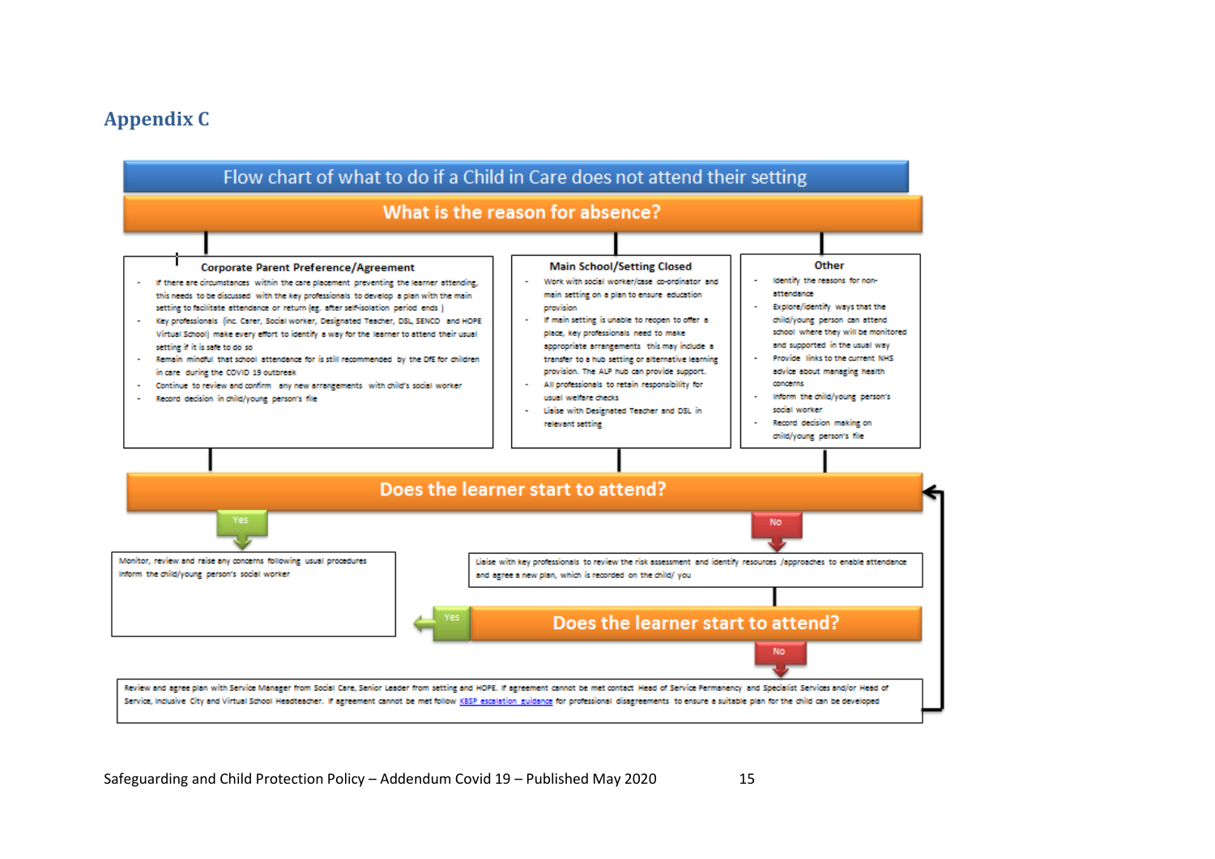## Appendix C

### Flow chart of what to do if a Child in Care does not attend their setting

#### What is the reason for absence?

**Corporate Parent Preference/Agreement**

- If there are circumstances within the care placement preventing the learner attending, this needs to be discussed with the key professionals to develop a plan with the main setting to facilitate attendance or return (eg. after self-isolation period ends )
- Key professionals (inc. Carer, Social worker, Designated Teacher, DSL, SENCO and HOPE Virtual School) make every effort to identify a way for the learner to attend their usual setting if it is safe to do so
- Remain mindful that school attendance for is still recommended by the DfE for children in care during the COVID 19 outbreak
- Continue to review and confirm any new arrangements with child's social worker
- Record decision in child/young person's file

**Main School/Setting Closed**

- Work with social worker/case co-ordinator and main setting on a plan to ensure education provision
- If main setting is unable to reopen to offer a place, key professionals need to make appropriate arrangements this may include a transfer to a hub setting or alternative learning provision. The ALP hub can provide support.
- All professionals to retain responsibility for usual welfare checks
- Liaise with Designated Teacher and DSL in relevant setting

**Other**

- Identify the reasons for non-attendance
- Explore/identify ways that the child/young person can attend school where they will be monitored and supported in the usual way
- Provide links to the current NHS advice about managing health concerns
- Inform the child/young person's social worker
- Record decision making on child/young person's file

#### Does the learner start to attend?

**Yes:** Monitor, review and raise any concerns following usual procedures. Inform the child/young person's social worker

**No:** Liaise with key professionals to review the risk assessment and identify resources /approaches to enable attendance and agree a new plan, which is recorded on the child/ you

#### Does the learner start to attend?

**Yes:** Monitor, review and raise any concerns following usual procedures. Inform the child/young person's social worker

**No:** Review and agree plan with Service Manager from Social Care, Senior Leader from setting and HOPE. If agreement cannot be met contact Head of Service Permanency and Specialist Services and/or Head of Service, Inclusive City and Virtual School Headteacher. If agreement cannot be met follow KBSP escalation guidance for professional disagreements to ensure a suitable plan for the child can be developed (then return to "Does the learner start to attend?")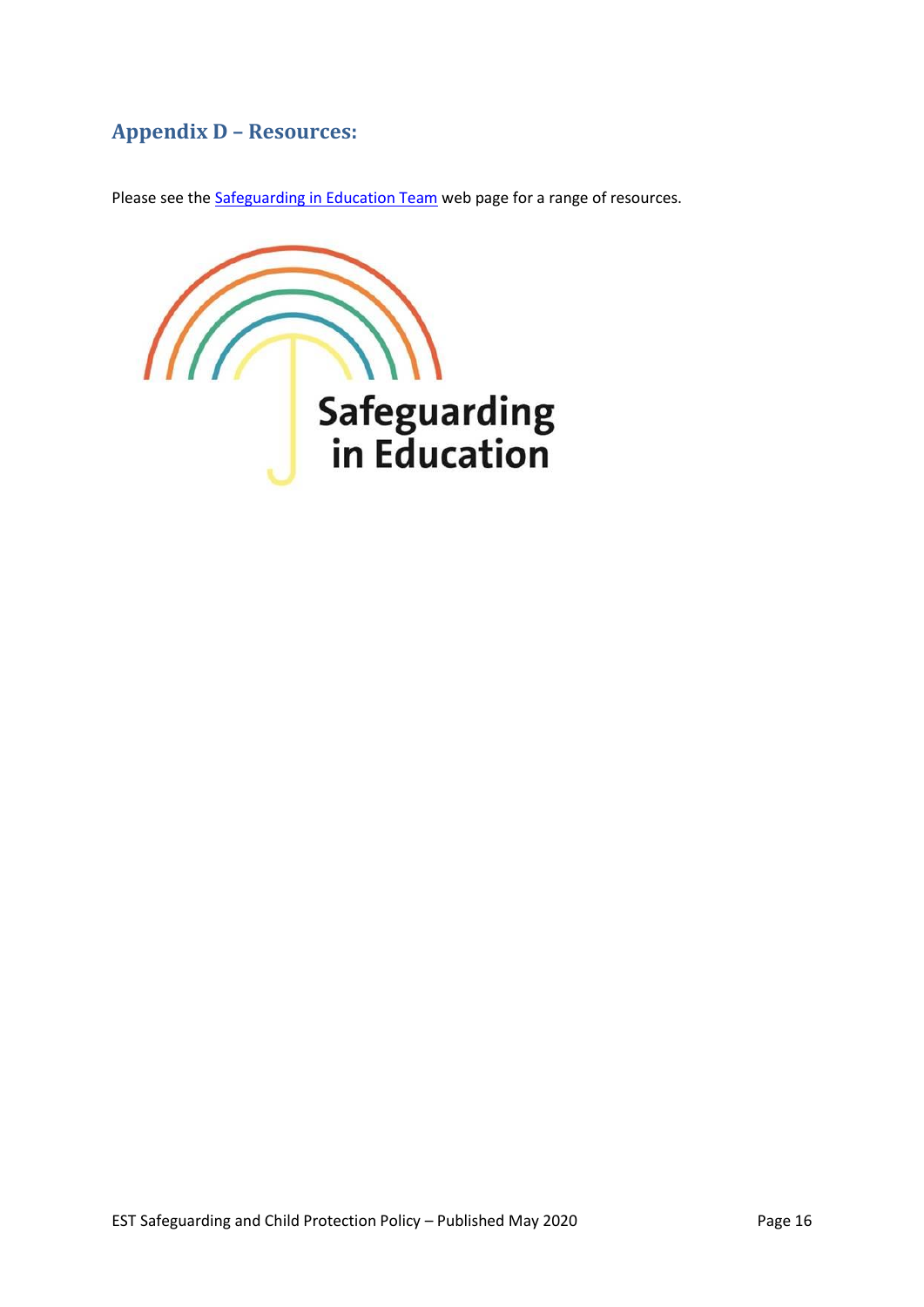## Appendix D – Resources:

Please see the Safeguarding in Education Team web page for a range of resources.

Safeguarding in Education